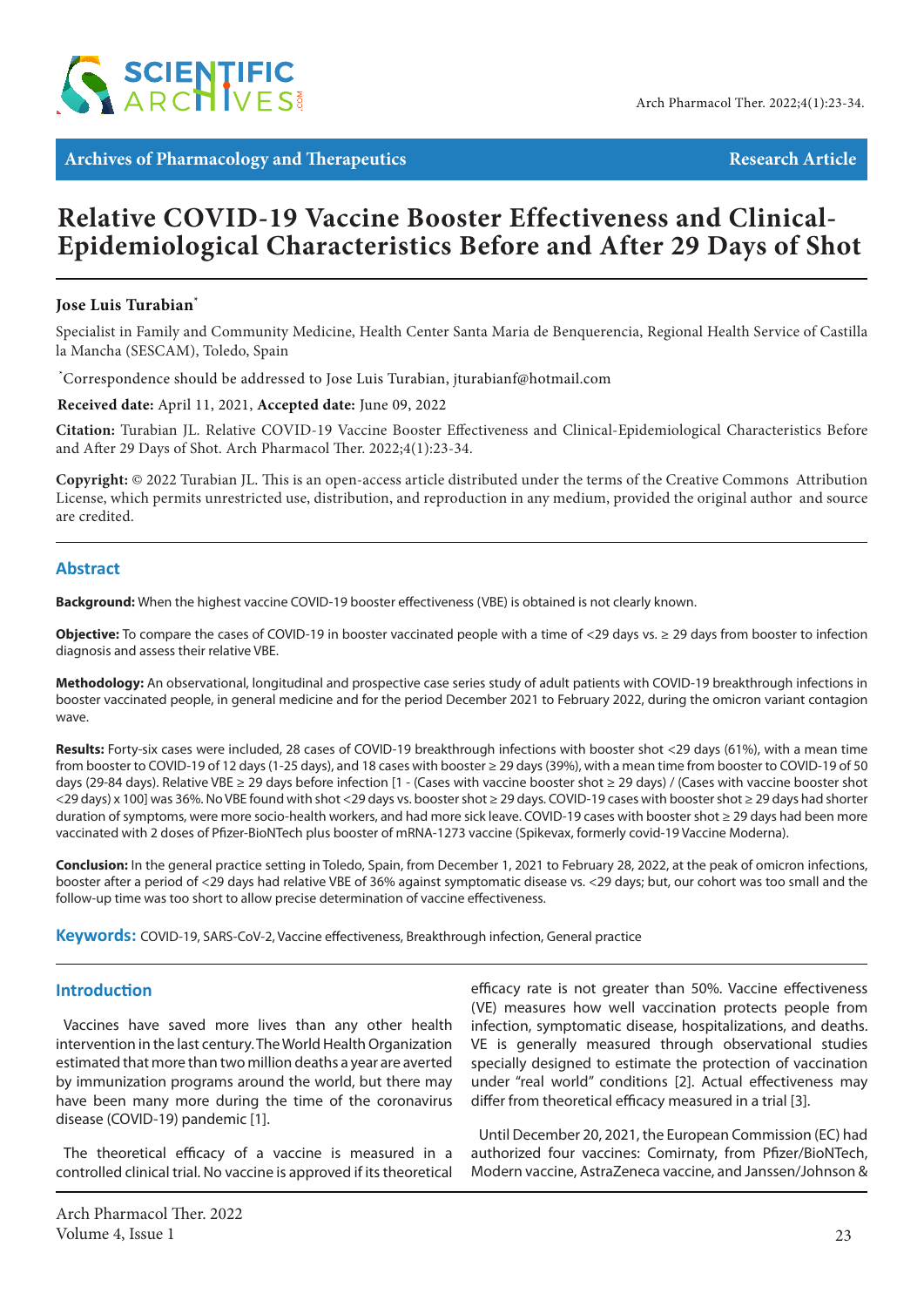**Archives of Pharmacology and Therapeutics** | **Research Article**

# Relative COVID-19 Vaccine Booster Effectiveness and Clinical-Epidemiological Characteristics Before and After 29 Days of Shot

**Jose Luis Turabian***

Specialist in Family and Community Medicine, Health Center Santa Maria de Benquerencia, Regional Health Service of Castilla la Mancha (SESCAM), Toledo, Spain

*Correspondence should be addressed to Jose Luis Turabian, jturabianf@hotmail.com

**Received date:** April 11, 2021, **Accepted date:** June 09, 2022

**Citation:** Turabian JL. Relative COVID-19 Vaccine Booster Effectiveness and Clinical-Epidemiological Characteristics Before and After 29 Days of Shot. Arch Pharmacol Ther. 2022;4(1):23-34.

**Copyright:** © 2022 Turabian JL. This is an open-access article distributed under the terms of the Creative Commons Attribution License, which permits unrestricted use, distribution, and reproduction in any medium, provided the original author and source are credited.

## Abstract

**Background:** When the highest vaccine COVID-19 booster effectiveness (VBE) is obtained is not clearly known.

**Objective:** To compare the cases of COVID-19 in booster vaccinated people with a time of <29 days vs. ≥ 29 days from booster to infection diagnosis and assess their relative VBE.

**Methodology:** An observational, longitudinal and prospective case series study of adult patients with COVID-19 breakthrough infections in booster vaccinated people, in general medicine and for the period December 2021 to February 2022, during the omicron variant contagion wave.

**Results:** Forty-six cases were included, 28 cases of COVID-19 breakthrough infections with booster shot <29 days (61%), with a mean time from booster to COVID-19 of 12 days (1-25 days), and 18 cases with booster ≥ 29 days (39%), with a mean time from booster to COVID-19 of 50 days (29-84 days). Relative VBE ≥ 29 days before infection [1 - (Cases with vaccine booster shot ≥ 29 days) / (Cases with vaccine booster shot <29 days) x 100] was 36%. No VBE found with shot <29 days vs. booster shot ≥ 29 days. COVID-19 cases with booster shot ≥ 29 days had shorter duration of symptoms, were more socio-health workers, and had more sick leave. COVID-19 cases with booster shot ≥ 29 days had been more vaccinated with 2 doses of Pfizer-BioNTech plus booster of mRNA-1273 vaccine (Spikevax, formerly covid-19 Vaccine Moderna).

**Conclusion:** In the general practice setting in Toledo, Spain, from December 1, 2021 to February 28, 2022, at the peak of omicron infections, booster after a period of <29 days had relative VBE of 36% against symptomatic disease vs. <29 days; but, our cohort was too small and the follow-up time was too short to allow precise determination of vaccine effectiveness.

**Keywords:** COVID-19, SARS-CoV-2, Vaccine effectiveness, Breakthrough infection, General practice

## Introduction

Vaccines have saved more lives than any other health intervention in the last century. The World Health Organization estimated that more than two million deaths a year are averted by immunization programs around the world, but there may have been many more during the time of the coronavirus disease (COVID-19) pandemic [1].

The theoretical efficacy of a vaccine is measured in a controlled clinical trial. No vaccine is approved if its theoretical efficacy rate is not greater than 50%. Vaccine effectiveness (VE) measures how well vaccination protects people from infection, symptomatic disease, hospitalizations, and deaths. VE is generally measured through observational studies specially designed to estimate the protection of vaccination under "real world" conditions [2]. Actual effectiveness may differ from theoretical efficacy measured in a trial [3].

Until December 20, 2021, the European Commission (EC) had authorized four vaccines: Comirnaty, from Pfizer/BioNTech, Modern vaccine, AstraZeneca vaccine, and Janssen/Johnson &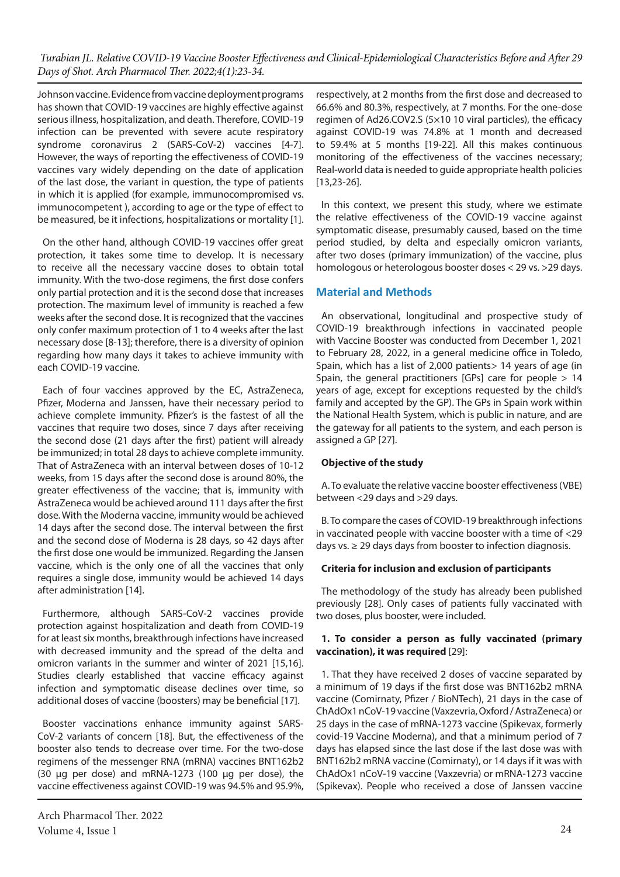Johnson vaccine. Evidence from vaccine deployment programs has shown that COVID-19 vaccines are highly effective against serious illness, hospitalization, and death. Therefore, COVID-19 infection can be prevented with severe acute respiratory syndrome coronavirus 2 (SARS-CoV-2) vaccines [4-7]. However, the ways of reporting the effectiveness of COVID-19 vaccines vary widely depending on the date of application of the last dose, the variant in question, the type of patients in which it is applied (for example, immunocompromised vs. immunocompetent ), according to age or the type of effect to be measured, be it infections, hospitalizations or mortality [1].

On the other hand, although COVID-19 vaccines offer great protection, it takes some time to develop. It is necessary to receive all the necessary vaccine doses to obtain total immunity. With the two-dose regimens, the first dose confers only partial protection and it is the second dose that increases protection. The maximum level of immunity is reached a few weeks after the second dose. It is recognized that the vaccines only confer maximum protection of 1 to 4 weeks after the last necessary dose [8-13]; therefore, there is a diversity of opinion regarding how many days it takes to achieve immunity with each COVID-19 vaccine.

Each of four vaccines approved by the EC, AstraZeneca, Pfizer, Moderna and Janssen, have their necessary period to achieve complete immunity. Pfizer's is the fastest of all the vaccines that require two doses, since 7 days after receiving the second dose (21 days after the first) patient will already be immunized; in total 28 days to achieve complete immunity. That of AstraZeneca with an interval between doses of 10-12 weeks, from 15 days after the second dose is around 80%, the greater effectiveness of the vaccine; that is, immunity with AstraZeneca would be achieved around 111 days after the first dose. With the Moderna vaccine, immunity would be achieved 14 days after the second dose. The interval between the first and the second dose of Moderna is 28 days, so 42 days after the first dose one would be immunized. Regarding the Jansen vaccine, which is the only one of all the vaccines that only requires a single dose, immunity would be achieved 14 days after administration [14].

Furthermore, although SARS-CoV-2 vaccines provide protection against hospitalization and death from COVID-19 for at least six months, breakthrough infections have increased with decreased immunity and the spread of the delta and omicron variants in the summer and winter of 2021 [15,16]. Studies clearly established that vaccine efficacy against infection and symptomatic disease declines over time, so additional doses of vaccine (boosters) may be beneficial [17].

Booster vaccinations enhance immunity against SARS-CoV-2 variants of concern [18]. But, the effectiveness of the booster also tends to decrease over time. For the two-dose regimens of the messenger RNA (mRNA) vaccines BNT162b2 (30 µg per dose) and mRNA-1273 (100 µg per dose), the vaccine effectiveness against COVID-19 was 94.5% and 95.9%, respectively, at 2 months from the first dose and decreased to 66.6% and 80.3%, respectively, at 7 months. For the one-dose regimen of Ad26.COV2.S (5×10 10 viral particles), the efficacy against COVID-19 was 74.8% at 1 month and decreased to 59.4% at 5 months [19-22]. All this makes continuous monitoring of the effectiveness of the vaccines necessary; Real-world data is needed to guide appropriate health policies [13,23-26].

In this context, we present this study, where we estimate the relative effectiveness of the COVID-19 vaccine against symptomatic disease, presumably caused, based on the time period studied, by delta and especially omicron variants, after two doses (primary immunization) of the vaccine, plus homologous or heterologous booster doses < 29 vs. >29 days.

## Material and Methods

An observational, longitudinal and prospective study of COVID-19 breakthrough infections in vaccinated people with Vaccine Booster was conducted from December 1, 2021 to February 28, 2022, in a general medicine office in Toledo, Spain, which has a list of 2,000 patients> 14 years of age (in Spain, the general practitioners [GPs] care for people > 14 years of age, except for exceptions requested by the child's family and accepted by the GP). The GPs in Spain work within the National Health System, which is public in nature, and are the gateway for all patients to the system, and each person is assigned a GP [27].

### Objective of the study

A. To evaluate the relative vaccine booster effectiveness (VBE) between <29 days and >29 days.

B. To compare the cases of COVID-19 breakthrough infections in vaccinated people with vaccine booster with a time of <29 days vs. ≥ 29 days days from booster to infection diagnosis.

### Criteria for inclusion and exclusion of participants

The methodology of the study has already been published previously [28]. Only cases of patients fully vaccinated with two doses, plus booster, were included.

**1. To consider a person as fully vaccinated (primary vaccination), it was required** [29]:

1. That they have received 2 doses of vaccine separated by a minimum of 19 days if the first dose was BNT162b2 mRNA vaccine (Comirnaty, Pfizer / BioNTech), 21 days in the case of ChAdOx1 nCoV-19 vaccine (Vaxzevria, Oxford / AstraZeneca) or 25 days in the case of mRNA-1273 vaccine (Spikevax, formerly covid-19 Vaccine Moderna), and that a minimum period of 7 days has elapsed since the last dose if the last dose was with BNT162b2 mRNA vaccine (Comirnaty), or 14 days if it was with ChAdOx1 nCoV-19 vaccine (Vaxzevria) or mRNA-1273 vaccine (Spikevax). People who received a dose of Janssen vaccine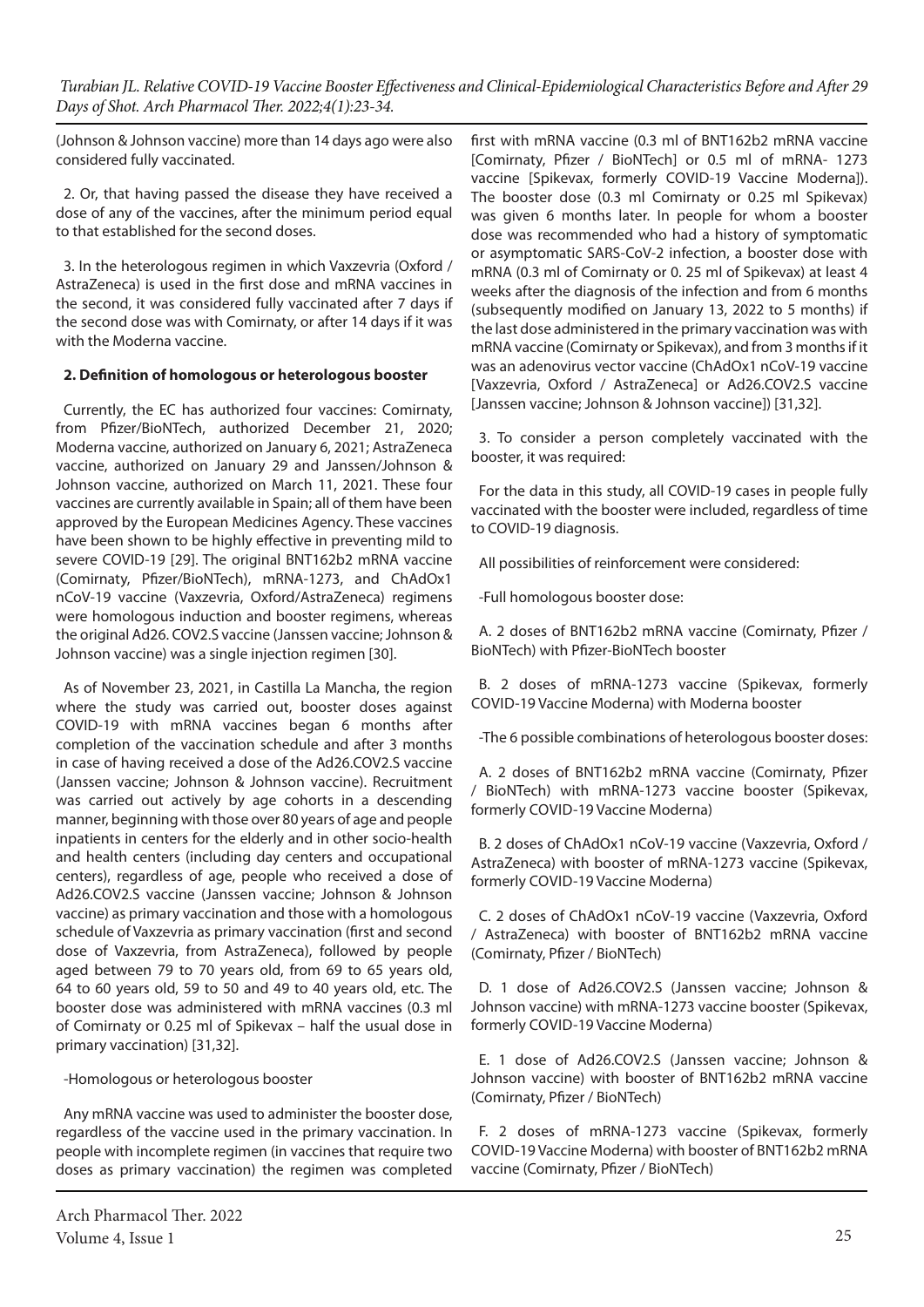(Johnson & Johnson vaccine) more than 14 days ago were also considered fully vaccinated.

2. Or, that having passed the disease they have received a dose of any of the vaccines, after the minimum period equal to that established for the second doses.

3. In the heterologous regimen in which Vaxzevria (Oxford / AstraZeneca) is used in the first dose and mRNA vaccines in the second, it was considered fully vaccinated after 7 days if the second dose was with Comirnaty, or after 14 days if it was with the Moderna vaccine.

**2. Definition of homologous or heterologous booster**

Currently, the EC has authorized four vaccines: Comirnaty, from Pfizer/BioNTech, authorized December 21, 2020; Moderna vaccine, authorized on January 6, 2021; AstraZeneca vaccine, authorized on January 29 and Janssen/Johnson & Johnson vaccine, authorized on March 11, 2021. These four vaccines are currently available in Spain; all of them have been approved by the European Medicines Agency. These vaccines have been shown to be highly effective in preventing mild to severe COVID-19 [29]. The original BNT162b2 mRNA vaccine (Comirnaty, Pfizer/BioNTech), mRNA-1273, and ChAdOx1 nCoV-19 vaccine (Vaxzevria, Oxford/AstraZeneca) regimens were homologous induction and booster regimens, whereas the original Ad26. COV2.S vaccine (Janssen vaccine; Johnson & Johnson vaccine) was a single injection regimen [30].

As of November 23, 2021, in Castilla La Mancha, the region where the study was carried out, booster doses against COVID-19 with mRNA vaccines began 6 months after completion of the vaccination schedule and after 3 months in case of having received a dose of the Ad26.COV2.S vaccine (Janssen vaccine; Johnson & Johnson vaccine). Recruitment was carried out actively by age cohorts in a descending manner, beginning with those over 80 years of age and people inpatients in centers for the elderly and in other socio-health and health centers (including day centers and occupational centers), regardless of age, people who received a dose of Ad26.COV2.S vaccine (Janssen vaccine; Johnson & Johnson vaccine) as primary vaccination and those with a homologous schedule of Vaxzevria as primary vaccination (first and second dose of Vaxzevria, from AstraZeneca), followed by people aged between 79 to 70 years old, from 69 to 65 years old, 64 to 60 years old, 59 to 50 and 49 to 40 years old, etc. The booster dose was administered with mRNA vaccines (0.3 ml of Comirnaty or 0.25 ml of Spikevax – half the usual dose in primary vaccination) [31,32].

-Homologous or heterologous booster

Any mRNA vaccine was used to administer the booster dose, regardless of the vaccine used in the primary vaccination. In people with incomplete regimen (in vaccines that require two doses as primary vaccination) the regimen was completed first with mRNA vaccine (0.3 ml of BNT162b2 mRNA vaccine [Comirnaty, Pfizer / BioNTech] or 0.5 ml of mRNA- 1273 vaccine [Spikevax, formerly COVID-19 Vaccine Moderna]). The booster dose (0.3 ml Comirnaty or 0.25 ml Spikevax) was given 6 months later. In people for whom a booster dose was recommended who had a history of symptomatic or asymptomatic SARS-CoV-2 infection, a booster dose with mRNA (0.3 ml of Comirnaty or 0. 25 ml of Spikevax) at least 4 weeks after the diagnosis of the infection and from 6 months (subsequently modified on January 13, 2022 to 5 months) if the last dose administered in the primary vaccination was with mRNA vaccine (Comirnaty or Spikevax), and from 3 months if it was an adenovirus vector vaccine (ChAdOx1 nCoV-19 vaccine [Vaxzevria, Oxford / AstraZeneca] or Ad26.COV2.S vaccine [Janssen vaccine; Johnson & Johnson vaccine]) [31,32].

3. To consider a person completely vaccinated with the booster, it was required:

For the data in this study, all COVID-19 cases in people fully vaccinated with the booster were included, regardless of time to COVID-19 diagnosis.

All possibilities of reinforcement were considered:

-Full homologous booster dose:

A. 2 doses of BNT162b2 mRNA vaccine (Comirnaty, Pfizer / BioNTech) with Pfizer-BioNTech booster

B. 2 doses of mRNA-1273 vaccine (Spikevax, formerly COVID-19 Vaccine Moderna) with Moderna booster

-The 6 possible combinations of heterologous booster doses:

A. 2 doses of BNT162b2 mRNA vaccine (Comirnaty, Pfizer / BioNTech) with mRNA-1273 vaccine booster (Spikevax, formerly COVID-19 Vaccine Moderna)

B. 2 doses of ChAdOx1 nCoV-19 vaccine (Vaxzevria, Oxford / AstraZeneca) with booster of mRNA-1273 vaccine (Spikevax, formerly COVID-19 Vaccine Moderna)

C. 2 doses of ChAdOx1 nCoV-19 vaccine (Vaxzevria, Oxford / AstraZeneca) with booster of BNT162b2 mRNA vaccine (Comirnaty, Pfizer / BioNTech)

D. 1 dose of Ad26.COV2.S (Janssen vaccine; Johnson & Johnson vaccine) with mRNA-1273 vaccine booster (Spikevax, formerly COVID-19 Vaccine Moderna)

E. 1 dose of Ad26.COV2.S (Janssen vaccine; Johnson & Johnson vaccine) with booster of BNT162b2 mRNA vaccine (Comirnaty, Pfizer / BioNTech)

F. 2 doses of mRNA-1273 vaccine (Spikevax, formerly COVID-19 Vaccine Moderna) with booster of BNT162b2 mRNA vaccine (Comirnaty, Pfizer / BioNTech)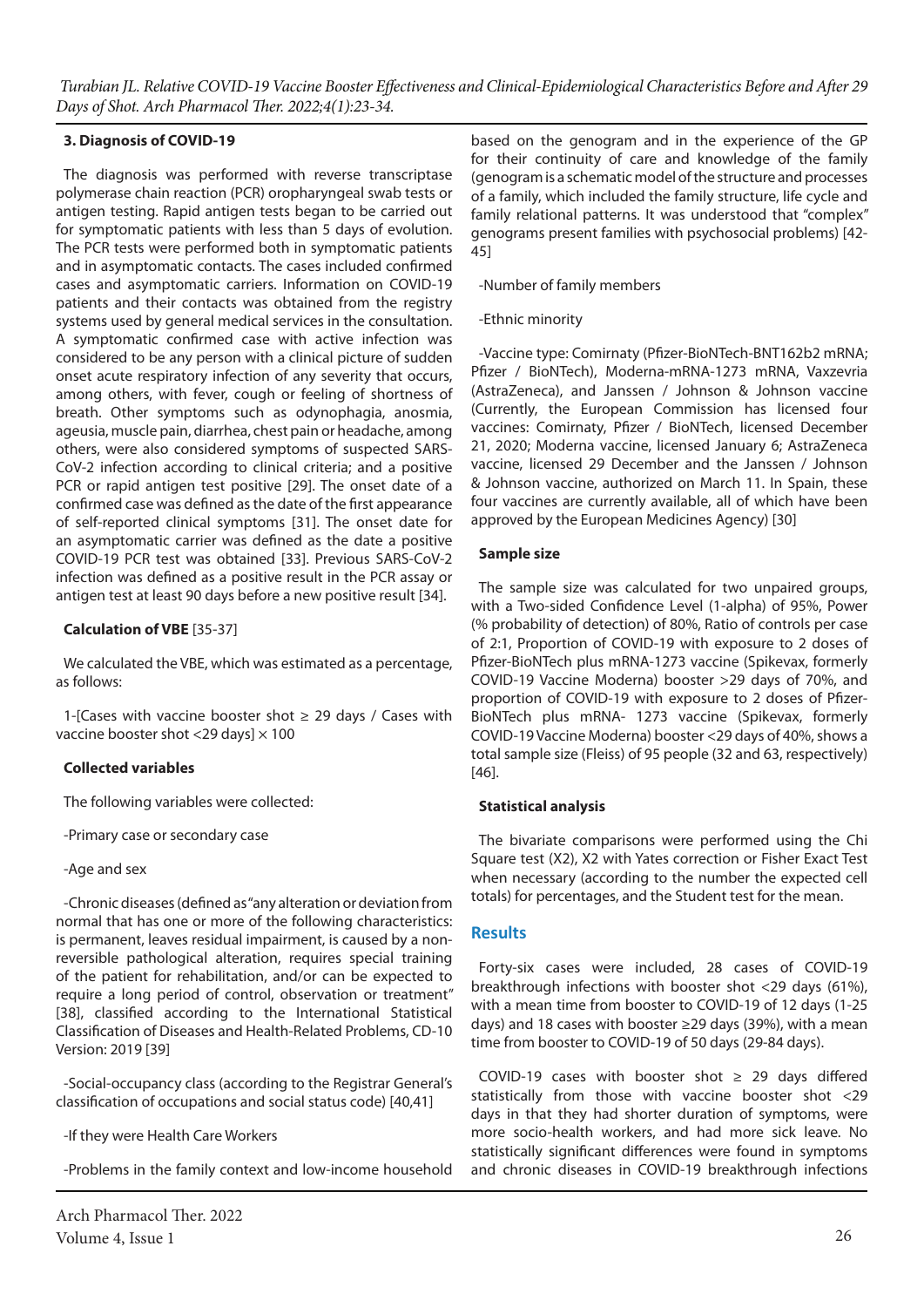### 3. Diagnosis of COVID-19

The diagnosis was performed with reverse transcriptase polymerase chain reaction (PCR) oropharyngeal swab tests or antigen testing. Rapid antigen tests began to be carried out for symptomatic patients with less than 5 days of evolution. The PCR tests were performed both in symptomatic patients and in asymptomatic contacts. The cases included confirmed cases and asymptomatic carriers. Information on COVID-19 patients and their contacts was obtained from the registry systems used by general medical services in the consultation. A symptomatic confirmed case with active infection was considered to be any person with a clinical picture of sudden onset acute respiratory infection of any severity that occurs, among others, with fever, cough or feeling of shortness of breath. Other symptoms such as odynophagia, anosmia, ageusia, muscle pain, diarrhea, chest pain or headache, among others, were also considered symptoms of suspected SARS-CoV-2 infection according to clinical criteria; and a positive PCR or rapid antigen test positive [29]. The onset date of a confirmed case was defined as the date of the first appearance of self-reported clinical symptoms [31]. The onset date for an asymptomatic carrier was defined as the date a positive COVID-19 PCR test was obtained [33]. Previous SARS-CoV-2 infection was defined as a positive result in the PCR assay or antigen test at least 90 days before a new positive result [34].

### Calculation of VBE [35-37]

We calculated the VBE, which was estimated as a percentage, as follows:

1-[Cases with vaccine booster shot ≥ 29 days / Cases with vaccine booster shot <29 days] × 100

### Collected variables

The following variables were collected:

-Primary case or secondary case

-Age and sex

-Chronic diseases (defined as "any alteration or deviation from normal that has one or more of the following characteristics: is permanent, leaves residual impairment, is caused by a non-reversible pathological alteration, requires special training of the patient for rehabilitation, and/or can be expected to require a long period of control, observation or treatment" [38], classified according to the International Statistical Classification of Diseases and Health-Related Problems, CD-10 Version: 2019 [39]

-Social-occupancy class (according to the Registrar General's classification of occupations and social status code) [40,41]

-If they were Health Care Workers

-Problems in the family context and low-income household based on the genogram and in the experience of the GP for their continuity of care and knowledge of the family (genogram is a schematic model of the structure and processes of a family, which included the family structure, life cycle and family relational patterns. It was understood that "complex" genograms present families with psychosocial problems) [42-45]

-Number of family members

-Ethnic minority

-Vaccine type: Comirnaty (Pfizer-BioNTech-BNT162b2 mRNA; Pfizer / BioNTech), Moderna-mRNA-1273 mRNA, Vaxzevria (AstraZeneca), and Janssen / Johnson & Johnson vaccine (Currently, the European Commission has licensed four vaccines: Comirnaty, Pfizer / BioNTech, licensed December 21, 2020; Moderna vaccine, licensed January 6; AstraZeneca vaccine, licensed 29 December and the Janssen / Johnson & Johnson vaccine, authorized on March 11. In Spain, these four vaccines are currently available, all of which have been approved by the European Medicines Agency) [30]

### Sample size

The sample size was calculated for two unpaired groups, with a Two-sided Confidence Level (1-alpha) of 95%, Power (% probability of detection) of 80%, Ratio of controls per case of 2:1, Proportion of COVID-19 with exposure to 2 doses of Pfizer-BioNTech plus mRNA-1273 vaccine (Spikevax, formerly COVID-19 Vaccine Moderna) booster >29 days of 70%, and proportion of COVID-19 with exposure to 2 doses of Pfizer-BioNTech plus mRNA- 1273 vaccine (Spikevax, formerly COVID-19 Vaccine Moderna) booster <29 days of 40%, shows a total sample size (Fleiss) of 95 people (32 and 63, respectively) [46].

### Statistical analysis

The bivariate comparisons were performed using the Chi Square test (X2), X2 with Yates correction or Fisher Exact Test when necessary (according to the number the expected cell totals) for percentages, and the Student test for the mean.

## Results

Forty-six cases were included, 28 cases of COVID-19 breakthrough infections with booster shot <29 days (61%), with a mean time from booster to COVID-19 of 12 days (1-25 days) and 18 cases with booster ≥29 days (39%), with a mean time from booster to COVID-19 of 50 days (29-84 days).

COVID-19 cases with booster shot ≥ 29 days differed statistically from those with vaccine booster shot <29 days in that they had shorter duration of symptoms, were more socio-health workers, and had more sick leave. No statistically significant differences were found in symptoms and chronic diseases in COVID-19 breakthrough infections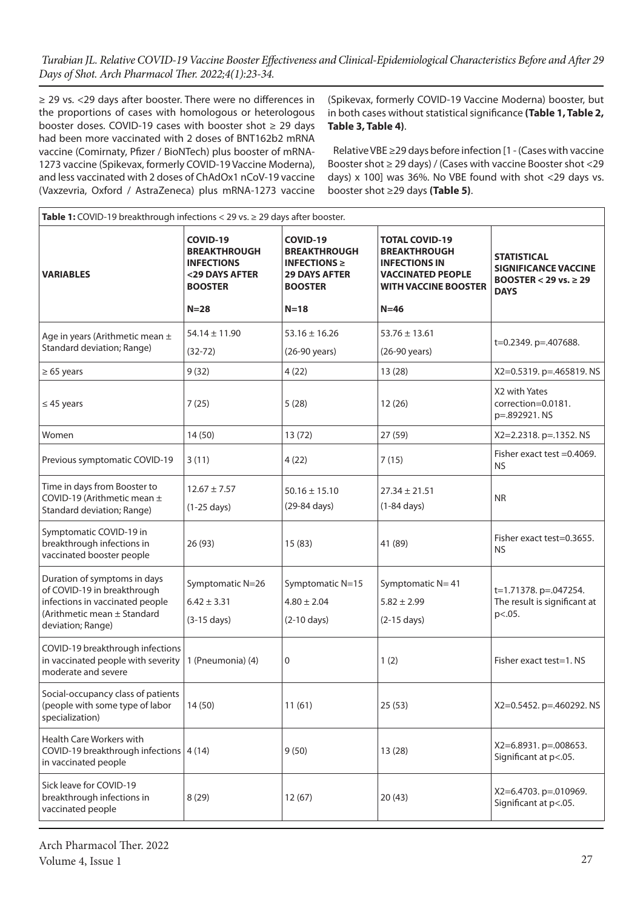≥ 29 vs. <29 days after booster. There were no differences in the proportions of cases with homologous or heterologous booster doses. COVID-19 cases with booster shot ≥ 29 days had been more vaccinated with 2 doses of BNT162b2 mRNA vaccine (Comirnaty, Pfizer / BioNTech) plus booster of mRNA-1273 vaccine (Spikevax, formerly COVID-19 Vaccine Moderna), and less vaccinated with 2 doses of ChAdOx1 nCoV-19 vaccine (Vaxzevria, Oxford / AstraZeneca) plus mRNA-1273 vaccine (Spikevax, formerly COVID-19 Vaccine Moderna) booster, but in both cases without statistical significance **(Table 1, Table 2, Table 3, Table 4)**.

Relative VBE ≥29 days before infection [1 - (Cases with vaccine Booster shot ≥ 29 days) / (Cases with vaccine Booster shot <29 days) x 100] was 36%. No VBE found with shot <29 days vs. booster shot ≥29 days **(Table 5)**.

**Table 1:** COVID-19 breakthrough infections < 29 vs. ≥ 29 days after booster.

| VARIABLES | COVID-19 BREAKTHROUGH INFECTIONS <29 DAYS AFTER BOOSTER N=28 | COVID-19 BREAKTHROUGH INFECTIONS ≥ 29 DAYS AFTER BOOSTER N=18 | TOTAL COVID-19 BREAKTHROUGH INFECTIONS IN VACCINATED PEOPLE WITH VACCINE BOOSTER N=46 | STATISTICAL SIGNIFICANCE VACCINE BOOSTER < 29 vs. ≥ 29 DAYS |
|---|---|---|---|---|
| Age in years (Arithmetic mean ± Standard deviation; Range) | 54.14 ± 11.90 (32-72) | 53.16 ± 16.26 (26-90 years) | 53.76 ± 13.61 (26-90 years) | t=0.2349. p=.407688. |
| ≥ 65 years | 9 (32) | 4 (22) | 13 (28) | X2=0.5319. p=.465819. NS |
| ≤ 45 years | 7 (25) | 5 (28) | 12 (26) | X2 with Yates correction=0.0181. p=.892921. NS |
| Women | 14 (50) | 13 (72) | 27 (59) | X2=2.2318. p=.1352. NS |
| Previous symptomatic COVID-19 | 3 (11) | 4 (22) | 7 (15) | Fisher exact test =0.4069. NS |
| Time in days from Booster to COVID-19 (Arithmetic mean ± Standard deviation; Range) | 12.67 ± 7.57 (1-25 days) | 50.16 ± 15.10 (29-84 days) | 27.34 ± 21.51 (1-84 days) | NR |
| Symptomatic COVID-19 in breakthrough infections in vaccinated booster people | 26 (93) | 15 (83) | 41 (89) | Fisher exact test=0.3655. NS |
| Duration of symptoms in days of COVID-19 in breakthrough infections in vaccinated people (Arithmetic mean ± Standard deviation; Range) | Symptomatic N=26 6.42 ± 3.31 (3-15 days) | Symptomatic N=15 4.80 ± 2.04 (2-10 days) | Symptomatic N= 41 5.82 ± 2.99 (2-15 days) | t=1.71378. p=.047254. The result is significant at p<.05. |
| COVID-19 breakthrough infections in vaccinated people with severity moderate and severe | 1 (Pneumonia) (4) | 0 | 1 (2) | Fisher exact test=1. NS |
| Social-occupancy class of patients (people with some type of labor specialization) | 14 (50) | 11 (61) | 25 (53) | X2=0.5452. p=.460292. NS |
| Health Care Workers with COVID-19 breakthrough infections in vaccinated people | 4 (14) | 9 (50) | 13 (28) | X2=6.8931. p=.008653. Significant at p<.05. |
| Sick leave for COVID-19 breakthrough infections in vaccinated people | 8 (29) | 12 (67) | 20 (43) | X2=6.4703. p=.010969. Significant at p<.05. |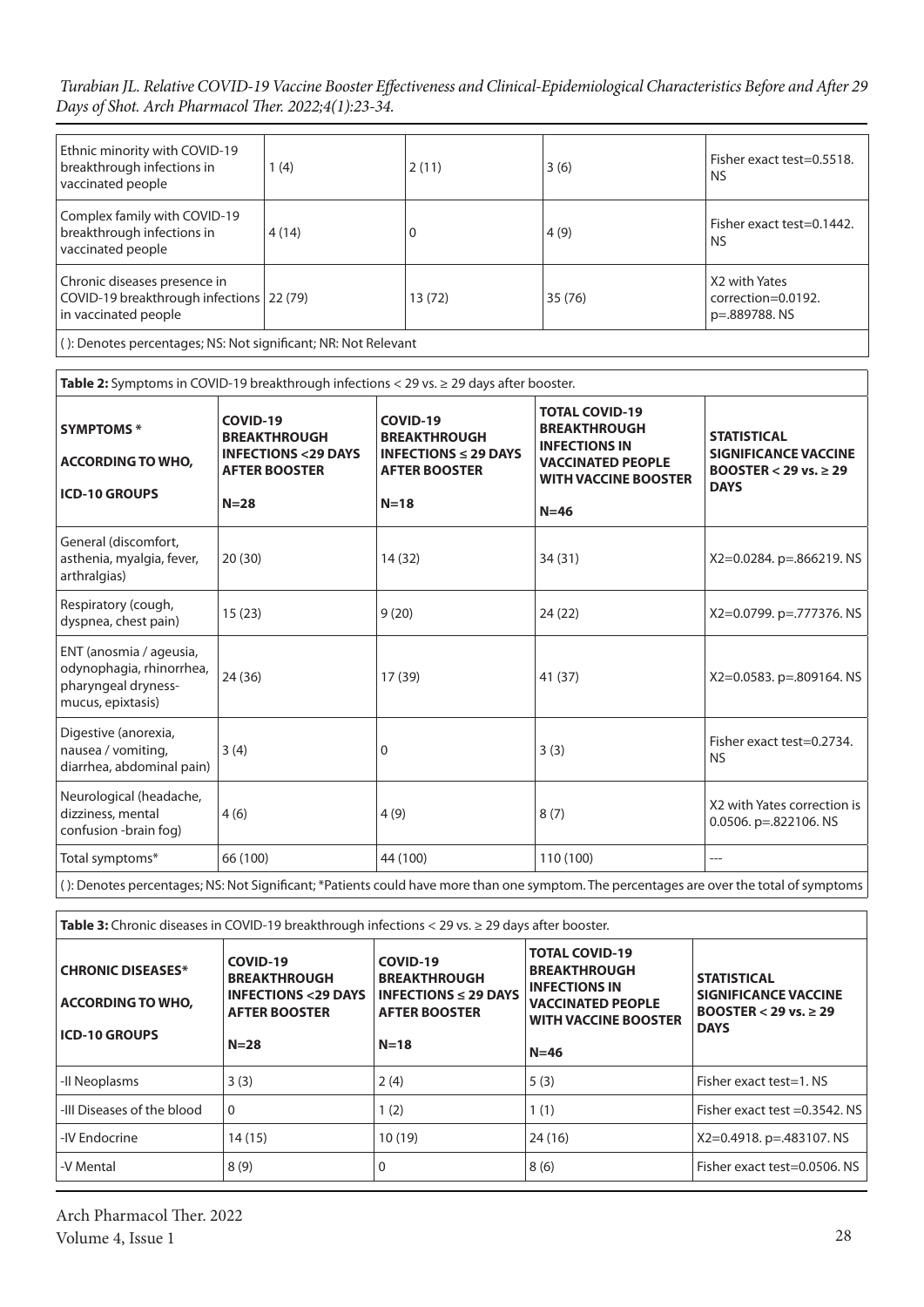| | | | | |
|---|---|---|---|---|
| Ethnic minority with COVID-19 breakthrough infections in vaccinated people | 1 (4) | 2 (11) | 3 (6) | Fisher exact test=0.5518. NS |
| Complex family with COVID-19 breakthrough infections in vaccinated people | 4 (14) | 0 | 4 (9) | Fisher exact test=0.1442. NS |
| Chronic diseases presence in COVID-19 breakthrough infections in vaccinated people | 22 (79) | 13 (72) | 35 (76) | X2 with Yates correction=0.0192. p=.889788. NS |

( ): Denotes percentages; NS: Not significant; NR: Not Relevant

**Table 2:** Symptoms in COVID-19 breakthrough infections < 29 vs. ≥ 29 days after booster.

| SYMPTOMS * ACCORDING TO WHO, ICD-10 GROUPS | COVID-19 BREAKTHROUGH INFECTIONS <29 DAYS AFTER BOOSTER N=28 | COVID-19 BREAKTHROUGH INFECTIONS ≤ 29 DAYS AFTER BOOSTER N=18 | TOTAL COVID-19 BREAKTHROUGH INFECTIONS IN VACCINATED PEOPLE WITH VACCINE BOOSTER N=46 | STATISTICAL SIGNIFICANCE VACCINE BOOSTER < 29 vs. ≥ 29 DAYS |
|---|---|---|---|---|
| General (discomfort, asthenia, myalgia, fever, arthralgias) | 20 (30) | 14 (32) | 34 (31) | X2=0.0284. p=.866219. NS |
| Respiratory (cough, dyspnea, chest pain) | 15 (23) | 9 (20) | 24 (22) | X2=0.0799. p=.777376. NS |
| ENT (anosmia / ageusia, odynophagia, rhinorrhea, pharyngeal dryness-mucus, epixtaxis) | 24 (36) | 17 (39) | 41 (37) | X2=0.0583. p=.809164. NS |
| Digestive (anorexia, nausea / vomiting, diarrhea, abdominal pain) | 3 (4) | 0 | 3 (3) | Fisher exact test=0.2734. NS |
| Neurological (headache, dizziness, mental confusion -brain fog) | 4 (6) | 4 (9) | 8 (7) | X2 with Yates correction is 0.0506. p=.822106. NS |
| Total symptoms* | 66 (100) | 44 (100) | 110 (100) | --- |

( ): Denotes percentages; NS: Not Significant; *Patients could have more than one symptom. The percentages are over the total of symptoms

**Table 3:** Chronic diseases in COVID-19 breakthrough infections < 29 vs. ≥ 29 days after booster.

| CHRONIC DISEASES* ACCORDING TO WHO, ICD-10 GROUPS | COVID-19 BREAKTHROUGH INFECTIONS <29 DAYS AFTER BOOSTER N=28 | COVID-19 BREAKTHROUGH INFECTIONS ≤ 29 DAYS AFTER BOOSTER N=18 | TOTAL COVID-19 BREAKTHROUGH INFECTIONS IN VACCINATED PEOPLE WITH VACCINE BOOSTER N=46 | STATISTICAL SIGNIFICANCE VACCINE BOOSTER < 29 vs. ≥ 29 DAYS |
|---|---|---|---|---|
| -II Neoplasms | 3 (3) | 2 (4) | 5 (3) | Fisher exact test=1. NS |
| -III Diseases of the blood | 0 | 1 (2) | 1 (1) | Fisher exact test =0.3542. NS |
| -IV Endocrine | 14 (15) | 10 (19) | 24 (16) | X2=0.4918. p=.483107. NS |
| -V Mental | 8 (9) | 0 | 8 (6) | Fisher exact test=0.0506. NS |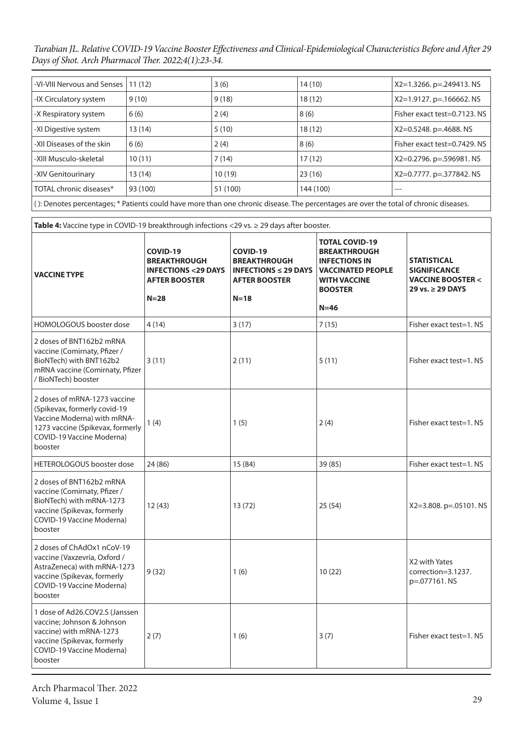| | | | | |
|---|---|---|---|---|
| -VI-VIII Nervous and Senses | 11 (12) | 3 (6) | 14 (10) | X2=1.3266. p=.249413. NS |
| -IX Circulatory system | 9 (10) | 9 (18) | 18 (12) | X2=1.9127. p=.166662. NS |
| -X Respiratory system | 6 (6) | 2 (4) | 8 (6) | Fisher exact test=0.7123. NS |
| -XI Digestive system | 13 (14) | 5 (10) | 18 (12) | X2=0.5248. p=.4688. NS |
| -XII Diseases of the skin | 6 (6) | 2 (4) | 8 (6) | Fisher exact test=0.7429. NS |
| -XIII Musculo-skeletal | 10 (11) | 7 (14) | 17 (12) | X2=0.2796. p=.596981. NS |
| -XIV Genitourinary | 13 (14) | 10 (19) | 23 (16) | X2=0.7777. p=.377842. NS |
| TOTAL chronic diseases* | 93 (100) | 51 (100) | 144 (100) | --- |

( ): Denotes percentages; * Patients could have more than one chronic disease. The percentages are over the total of chronic diseases.

**Table 4:** Vaccine type in COVID-19 breakthrough infections <29 vs. ≥ 29 days after booster.

| VACCINE TYPE | COVID-19 BREAKTHROUGH INFECTIONS <29 DAYS AFTER BOOSTER N=28 | COVID-19 BREAKTHROUGH INFECTIONS ≤ 29 DAYS AFTER BOOSTER N=18 | TOTAL COVID-19 BREAKTHROUGH INFECTIONS IN VACCINATED PEOPLE WITH VACCINE BOOSTER N=46 | STATISTICAL SIGNIFICANCE VACCINE BOOSTER < 29 vs. ≥ 29 DAYS |
|---|---|---|---|---|
| HOMOLOGOUS booster dose | 4 (14) | 3 (17) | 7 (15) | Fisher exact test=1. NS |
| 2 doses of BNT162b2 mRNA vaccine (Comirnaty, Pfizer / BioNTech) with BNT162b2 mRNA vaccine (Comirnaty, Pfizer / BioNTech) booster | 3 (11) | 2 (11) | 5 (11) | Fisher exact test=1. NS |
| 2 doses of mRNA-1273 vaccine (Spikevax, formerly covid-19 Vaccine Moderna) with mRNA-1273 vaccine (Spikevax, formerly COVID-19 Vaccine Moderna) booster | 1 (4) | 1 (5) | 2 (4) | Fisher exact test=1. NS |
| HETEROLOGOUS booster dose | 24 (86) | 15 (84) | 39 (85) | Fisher exact test=1. NS |
| 2 doses of BNT162b2 mRNA vaccine (Comirnaty, Pfizer / BioNTech) with mRNA-1273 vaccine (Spikevax, formerly COVID-19 Vaccine Moderna) booster | 12 (43) | 13 (72) | 25 (54) | X2=3.808. p=.05101. NS |
| 2 doses of ChAdOx1 nCoV-19 vaccine (Vaxzevria, Oxford / AstraZeneca) with mRNA-1273 vaccine (Spikevax, formerly COVID-19 Vaccine Moderna) booster | 9 (32) | 1 (6) | 10 (22) | X2 with Yates correction=3.1237. p=.077161. NS |
| 1 dose of Ad26.COV2.S (Janssen vaccine; Johnson & Johnson vaccine) with mRNA-1273 vaccine (Spikevax, formerly COVID-19 Vaccine Moderna) booster | 2 (7) | 1 (6) | 3 (7) | Fisher exact test=1. NS |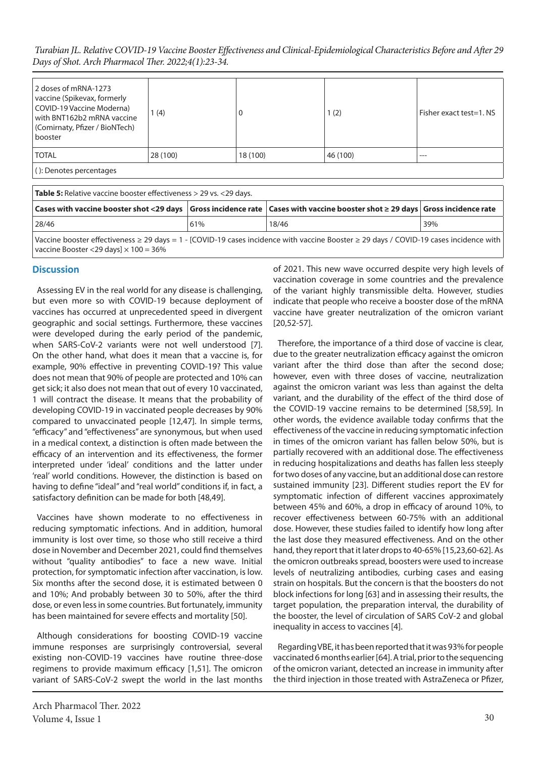| 2 doses of mRNA-1273 vaccine (Spikevax, formerly COVID-19 Vaccine Moderna) with BNT162b2 mRNA vaccine (Comirnaty, Pfizer / BioNTech) booster | 1 (4) | 0 | 1 (2) | Fisher exact test=1. NS |
|---|---|---|---|---|
| TOTAL | 28 (100) | 18 (100) | 46 (100) | --- |
| ( ): Denotes percentages | | | | |

**Table 5:** Relative vaccine booster effectiveness > 29 vs. <29 days.

| Cases with vaccine booster shot <29 days | Gross incidence rate | Cases with vaccine booster shot ≥ 29 days | Gross incidence rate |
|---|---|---|---|
| 28/46 | 61% | 18/46 | 39% |
| Vaccine booster effectiveness ≥ 29 days = 1 - [COVID-19 cases incidence with vaccine Booster ≥ 29 days / COVID-19 cases incidence with vaccine Booster <29 days] × 100 = 36% | | | |

## Discussion

Assessing EV in the real world for any disease is challenging, but even more so with COVID-19 because deployment of vaccines has occurred at unprecedented speed in divergent geographic and social settings. Furthermore, these vaccines were developed during the early period of the pandemic, when SARS-CoV-2 variants were not well understood [7]. On the other hand, what does it mean that a vaccine is, for example, 90% effective in preventing COVID-19? This value does not mean that 90% of people are protected and 10% can get sick; it also does not mean that out of every 10 vaccinated, 1 will contract the disease. It means that the probability of developing COVID-19 in vaccinated people decreases by 90% compared to unvaccinated people [12,47]. In simple terms, "efficacy" and "effectiveness" are synonymous, but when used in a medical context, a distinction is often made between the efficacy of an intervention and its effectiveness, the former interpreted under 'ideal' conditions and the latter under 'real' world conditions. However, the distinction is based on having to define "ideal" and "real world" conditions if, in fact, a satisfactory definition can be made for both [48,49].

Vaccines have shown moderate to no effectiveness in reducing symptomatic infections. And in addition, humoral immunity is lost over time, so those who still receive a third dose in November and December 2021, could find themselves without "quality antibodies" to face a new wave. Initial protection, for symptomatic infection after vaccination, is low. Six months after the second dose, it is estimated between 0 and 10%; And probably between 30 to 50%, after the third dose, or even less in some countries. But fortunately, immunity has been maintained for severe effects and mortality [50].

Although considerations for boosting COVID-19 vaccine immune responses are surprisingly controversial, several existing non-COVID-19 vaccines have routine three-dose regimens to provide maximum efficacy [1,51]. The omicron variant of SARS-CoV-2 swept the world in the last months of 2021. This new wave occurred despite very high levels of vaccination coverage in some countries and the prevalence of the variant highly transmissible delta. However, studies indicate that people who receive a booster dose of the mRNA vaccine have greater neutralization of the omicron variant [20,52-57].

Therefore, the importance of a third dose of vaccine is clear, due to the greater neutralization efficacy against the omicron variant after the third dose than after the second dose; however, even with three doses of vaccine, neutralization against the omicron variant was less than against the delta variant, and the durability of the effect of the third dose of the COVID-19 vaccine remains to be determined [58,59]. In other words, the evidence available today confirms that the effectiveness of the vaccine in reducing symptomatic infection in times of the omicron variant has fallen below 50%, but is partially recovered with an additional dose. The effectiveness in reducing hospitalizations and deaths has fallen less steeply for two doses of any vaccine, but an additional dose can restore sustained immunity [23]. Different studies report the EV for symptomatic infection of different vaccines approximately between 45% and 60%, a drop in efficacy of around 10%, to recover effectiveness between 60-75% with an additional dose. However, these studies failed to identify how long after the last dose they measured effectiveness. And on the other hand, they report that it later drops to 40-65% [15,23,60-62]. As the omicron outbreaks spread, boosters were used to increase levels of neutralizing antibodies, curbing cases and easing strain on hospitals. But the concern is that the boosters do not block infections for long [63] and in assessing their results, the target population, the preparation interval, the durability of the booster, the level of circulation of SARS CoV-2 and global inequality in access to vaccines [4].

Regarding VBE, it has been reported that it was 93% for people vaccinated 6 months earlier [64]. A trial, prior to the sequencing of the omicron variant, detected an increase in immunity after the third injection in those treated with AstraZeneca or Pfizer,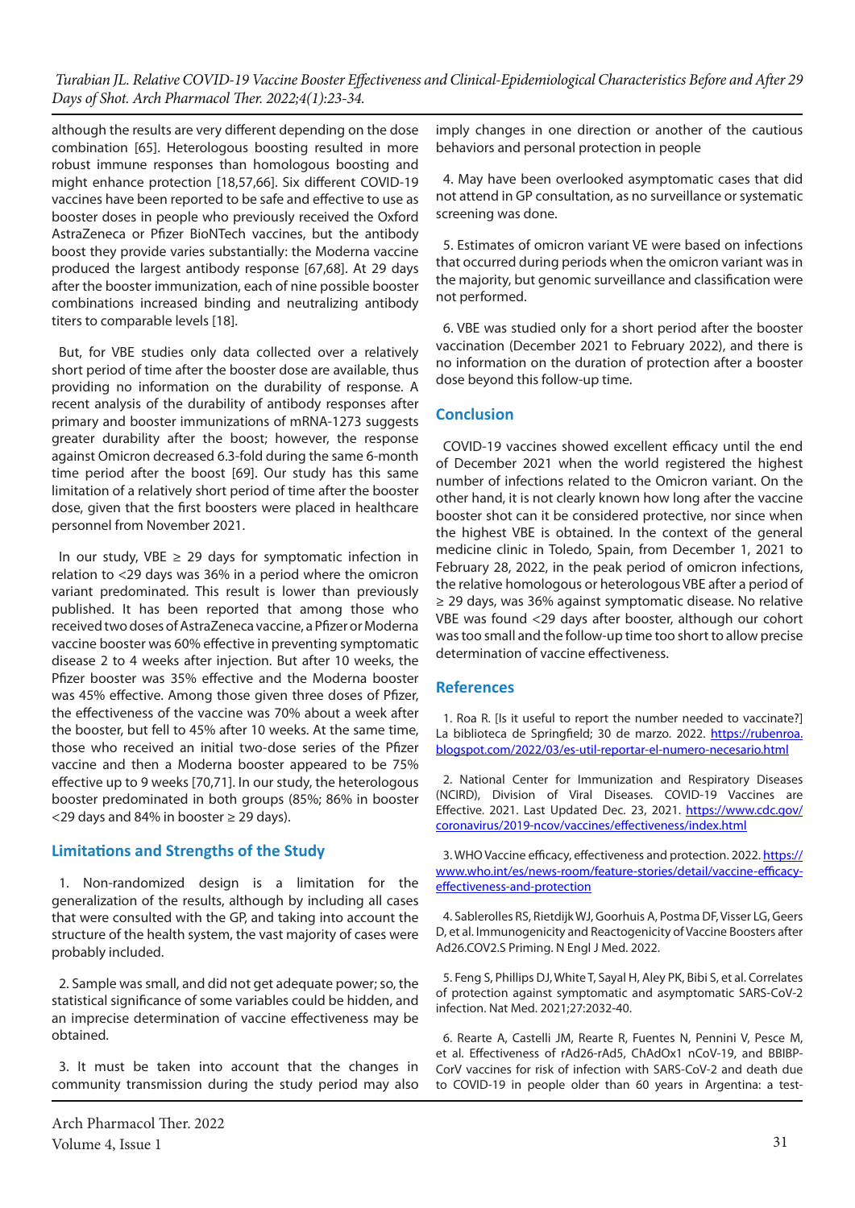although the results are very different depending on the dose combination [65]. Heterologous boosting resulted in more robust immune responses than homologous boosting and might enhance protection [18,57,66]. Six different COVID-19 vaccines have been reported to be safe and effective to use as booster doses in people who previously received the Oxford AstraZeneca or Pfizer BioNTech vaccines, but the antibody boost they provide varies substantially: the Moderna vaccine produced the largest antibody response [67,68]. At 29 days after the booster immunization, each of nine possible booster combinations increased binding and neutralizing antibody titers to comparable levels [18].

But, for VBE studies only data collected over a relatively short period of time after the booster dose are available, thus providing no information on the durability of response. A recent analysis of the durability of antibody responses after primary and booster immunizations of mRNA-1273 suggests greater durability after the boost; however, the response against Omicron decreased 6.3-fold during the same 6-month time period after the boost [69]. Our study has this same limitation of a relatively short period of time after the booster dose, given that the first boosters were placed in healthcare personnel from November 2021.

In our study, VBE ≥ 29 days for symptomatic infection in relation to <29 days was 36% in a period where the omicron variant predominated. This result is lower than previously published. It has been reported that among those who received two doses of AstraZeneca vaccine, a Pfizer or Moderna vaccine booster was 60% effective in preventing symptomatic disease 2 to 4 weeks after injection. But after 10 weeks, the Pfizer booster was 35% effective and the Moderna booster was 45% effective. Among those given three doses of Pfizer, the effectiveness of the vaccine was 70% about a week after the booster, but fell to 45% after 10 weeks. At the same time, those who received an initial two-dose series of the Pfizer vaccine and then a Moderna booster appeared to be 75% effective up to 9 weeks [70,71]. In our study, the heterologous booster predominated in both groups (85%; 86% in booster <29 days and 84% in booster ≥ 29 days).

## Limitations and Strengths of the Study

1. Non-randomized design is a limitation for the generalization of the results, although by including all cases that were consulted with the GP, and taking into account the structure of the health system, the vast majority of cases were probably included.

2. Sample was small, and did not get adequate power; so, the statistical significance of some variables could be hidden, and an imprecise determination of vaccine effectiveness may be obtained.

3. It must be taken into account that the changes in community transmission during the study period may also imply changes in one direction or another of the cautious behaviors and personal protection in people

4. May have been overlooked asymptomatic cases that did not attend in GP consultation, as no surveillance or systematic screening was done.

5. Estimates of omicron variant VE were based on infections that occurred during periods when the omicron variant was in the majority, but genomic surveillance and classification were not performed.

6. VBE was studied only for a short period after the booster vaccination (December 2021 to February 2022), and there is no information on the duration of protection after a booster dose beyond this follow-up time.

## Conclusion

COVID-19 vaccines showed excellent efficacy until the end of December 2021 when the world registered the highest number of infections related to the Omicron variant. On the other hand, it is not clearly known how long after the vaccine booster shot can it be considered protective, nor since when the highest VBE is obtained. In the context of the general medicine clinic in Toledo, Spain, from December 1, 2021 to February 28, 2022, in the peak period of omicron infections, the relative homologous or heterologous VBE after a period of ≥ 29 days, was 36% against symptomatic disease. No relative VBE was found <29 days after booster, although our cohort was too small and the follow-up time too short to allow precise determination of vaccine effectiveness.

## References

1. Roa R. [Is it useful to report the number needed to vaccinate?] La biblioteca de Springfield; 30 de marzo. 2022. https://rubenroa.blogspot.com/2022/03/es-util-reportar-el-numero-necesario.html

2. National Center for Immunization and Respiratory Diseases (NCIRD), Division of Viral Diseases. COVID-19 Vaccines are Effective. 2021. Last Updated Dec. 23, 2021. https://www.cdc.gov/coronavirus/2019-ncov/vaccines/effectiveness/index.html

3. WHO Vaccine efficacy, effectiveness and protection. 2022. https://www.who.int/es/news-room/feature-stories/detail/vaccine-efficacy-effectiveness-and-protection

4. Sablerolles RS, Rietdijk WJ, Goorhuis A, Postma DF, Visser LG, Geers D, et al. Immunogenicity and Reactogenicity of Vaccine Boosters after Ad26.COV2.S Priming. N Engl J Med. 2022.

5. Feng S, Phillips DJ, White T, Sayal H, Aley PK, Bibi S, et al. Correlates of protection against symptomatic and asymptomatic SARS-CoV-2 infection. Nat Med. 2021;27:2032-40.

6. Rearte A, Castelli JM, Rearte R, Fuentes N, Pennini V, Pesce M, et al. Effectiveness of rAd26-rAd5, ChAdOx1 nCoV-19, and BBIBP-CorV vaccines for risk of infection with SARS-CoV-2 and death due to COVID-19 in people older than 60 years in Argentina: a test-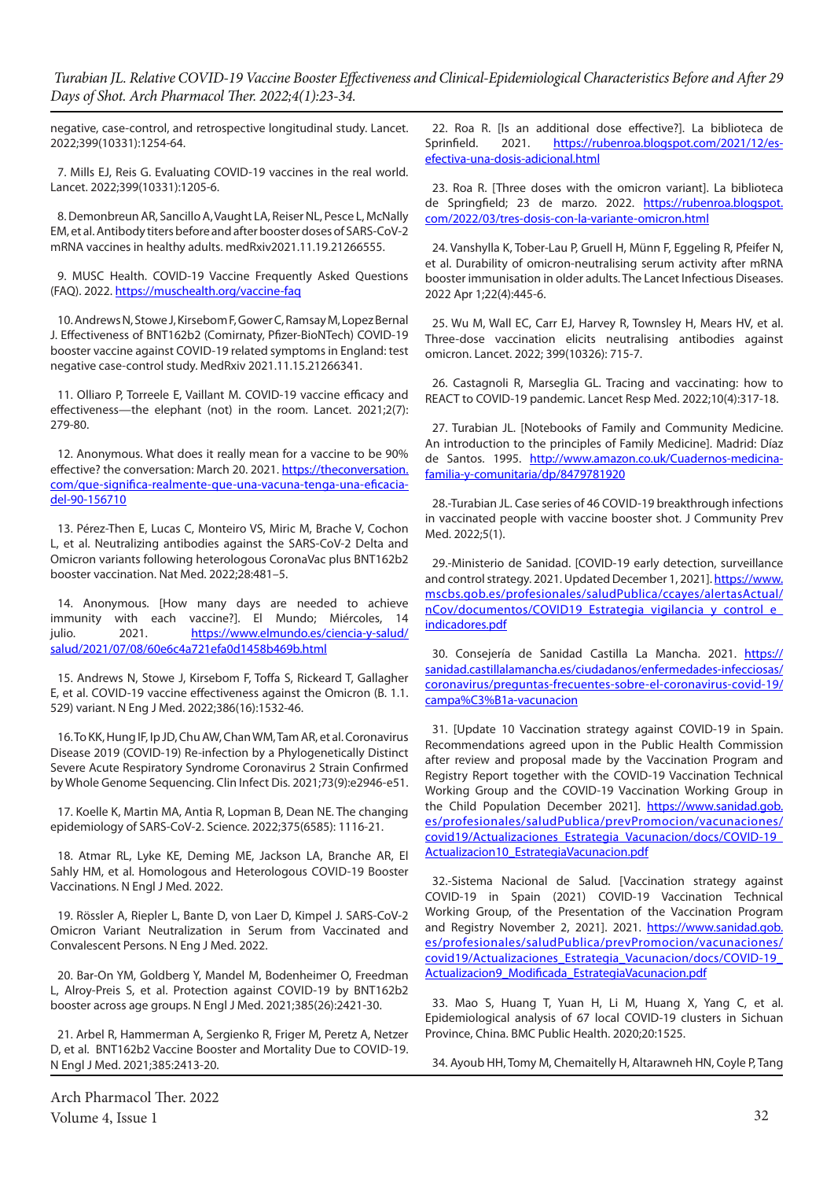negative, case-control, and retrospective longitudinal study. Lancet. 2022;399(10331):1254-64.

7. Mills EJ, Reis G. Evaluating COVID-19 vaccines in the real world. Lancet. 2022;399(10331):1205-6.

8. Demonbreun AR, Sancillo A, Vaught LA, Reiser NL, Pesce L, McNally EM, et al. Antibody titers before and after booster doses of SARS-CoV-2 mRNA vaccines in healthy adults. medRxiv2021.11.19.21266555.

9. MUSC Health. COVID-19 Vaccine Frequently Asked Questions (FAQ). 2022. https://muschealth.org/vaccine-faq

10. Andrews N, Stowe J, Kirsebom F, Gower C, Ramsay M, Lopez Bernal J. Effectiveness of BNT162b2 (Comirnaty, Pfizer-BioNTech) COVID-19 booster vaccine against COVID-19 related symptoms in England: test negative case-control study. MedRxiv 2021.11.15.21266341.

11. Olliaro P, Torreele E, Vaillant M. COVID-19 vaccine efficacy and effectiveness—the elephant (not) in the room. Lancet. 2021;2(7): 279-80.

12. Anonymous. What does it really mean for a vaccine to be 90% effective? the conversation: March 20. 2021. https://theconversation.com/que-significa-realmente-que-una-vacuna-tenga-una-eficacia-del-90-156710

13. Pérez-Then E, Lucas C, Monteiro VS, Miric M, Brache V, Cochon L, et al. Neutralizing antibodies against the SARS-CoV-2 Delta and Omicron variants following heterologous CoronaVac plus BNT162b2 booster vaccination. Nat Med. 2022;28:481–5.

14. Anonymous. [How many days are needed to achieve immunity with each vaccine?]. El Mundo; Miércoles, 14 julio. 2021. https://www.elmundo.es/ciencia-y-salud/salud/2021/07/08/60e6c4a721efa0d1458b469b.html

15. Andrews N, Stowe J, Kirsebom F, Toffa S, Rickeard T, Gallagher E, et al. COVID-19 vaccine effectiveness against the Omicron (B. 1.1. 529) variant. N Eng J Med. 2022;386(16):1532-46.

16. To KK, Hung IF, Ip JD, Chu AW, Chan WM, Tam AR, et al. Coronavirus Disease 2019 (COVID-19) Re-infection by a Phylogenetically Distinct Severe Acute Respiratory Syndrome Coronavirus 2 Strain Confirmed by Whole Genome Sequencing. Clin Infect Dis. 2021;73(9):e2946-e51.

17. Koelle K, Martin MA, Antia R, Lopman B, Dean NE. The changing epidemiology of SARS-CoV-2. Science. 2022;375(6585): 1116-21.

18. Atmar RL, Lyke KE, Deming ME, Jackson LA, Branche AR, El Sahly HM, et al. Homologous and Heterologous COVID-19 Booster Vaccinations. N Engl J Med. 2022.

19. Rössler A, Riepler L, Bante D, von Laer D, Kimpel J. SARS-CoV-2 Omicron Variant Neutralization in Serum from Vaccinated and Convalescent Persons. N Eng J Med. 2022.

20. Bar-On YM, Goldberg Y, Mandel M, Bodenheimer O, Freedman L, Alroy-Preis S, et al. Protection against COVID-19 by BNT162b2 booster across age groups. N Engl J Med. 2021;385(26):2421-30.

21. Arbel R, Hammerman A, Sergienko R, Friger M, Peretz A, Netzer D, et al. BNT162b2 Vaccine Booster and Mortality Due to COVID-19. N Engl J Med. 2021;385:2413-20.

22. Roa R. [Is an additional dose effective?]. La biblioteca de Sprinfield. 2021. https://rubenroa.blogspot.com/2021/12/es-efectiva-una-dosis-adicional.html

23. Roa R. [Three doses with the omicron variant]. La biblioteca de Springfield; 23 de marzo. 2022. https://rubenroa.blogspot.com/2022/03/tres-dosis-con-la-variante-omicron.html

24. Vanshylla K, Tober-Lau P, Gruell H, Münn F, Eggeling R, Pfeifer N, et al. Durability of omicron-neutralising serum activity after mRNA booster immunisation in older adults. The Lancet Infectious Diseases. 2022 Apr 1;22(4):445-6.

25. Wu M, Wall EC, Carr EJ, Harvey R, Townsley H, Mears HV, et al. Three-dose vaccination elicits neutralising antibodies against omicron. Lancet. 2022; 399(10326): 715-7.

26. Castagnoli R, Marseglia GL. Tracing and vaccinating: how to REACT to COVID-19 pandemic. Lancet Resp Med. 2022;10(4):317-18.

27. Turabian JL. [Notebooks of Family and Community Medicine. An introduction to the principles of Family Medicine]. Madrid: Díaz de Santos. 1995. http://www.amazon.co.uk/Cuadernos-medicina-familia-y-comunitaria/dp/8479781920

28.-Turabian JL. Case series of 46 COVID-19 breakthrough infections in vaccinated people with vaccine booster shot. J Community Prev Med. 2022;5(1).

29.-Ministerio de Sanidad. [COVID-19 early detection, surveillance and control strategy. 2021. Updated December 1, 2021]. https://www.mscbs.gob.es/profesionales/saludPublica/ccayes/alertasActual/nCov/documentos/COVID19_Estrategia_vigilancia_y_control_e_indicadores.pdf

30. Consejería de Sanidad Castilla La Mancha. 2021. https://sanidad.castillalamancha.es/ciudadanos/enfermedades-infecciosas/coronavirus/preguntas-frecuentes-sobre-el-coronavirus-covid-19/campa%C3%B1a-vacunacion

31. [Update 10 Vaccination strategy against COVID-19 in Spain. Recommendations agreed upon in the Public Health Commission after review and proposal made by the Vaccination Program and Registry Report together with the COVID-19 Vaccination Technical Working Group and the COVID-19 Vaccination Working Group in the Child Population December 2021]. https://www.sanidad.gob.es/profesionales/saludPublica/prevPromocion/vacunaciones/covid19/Actualizaciones_Estrategia_Vacunacion/docs/COVID-19_Actualizacion10_EstrategiaVacunacion.pdf

32.-Sistema Nacional de Salud. [Vaccination strategy against COVID-19 in Spain (2021) COVID-19 Vaccination Technical Working Group, of the Presentation of the Vaccination Program and Registry November 2, 2021]. 2021. https://www.sanidad.gob.es/profesionales/saludPublica/prevPromocion/vacunaciones/covid19/Actualizaciones_Estrategia_Vacunacion/docs/COVID-19_Actualizacion9_Modificada_EstrategiaVacunacion.pdf

33. Mao S, Huang T, Yuan H, Li M, Huang X, Yang C, et al. Epidemiological analysis of 67 local COVID-19 clusters in Sichuan Province, China. BMC Public Health. 2020;20:1525.

34. Ayoub HH, Tomy M, Chemaitelly H, Altarawneh HN, Coyle P, Tang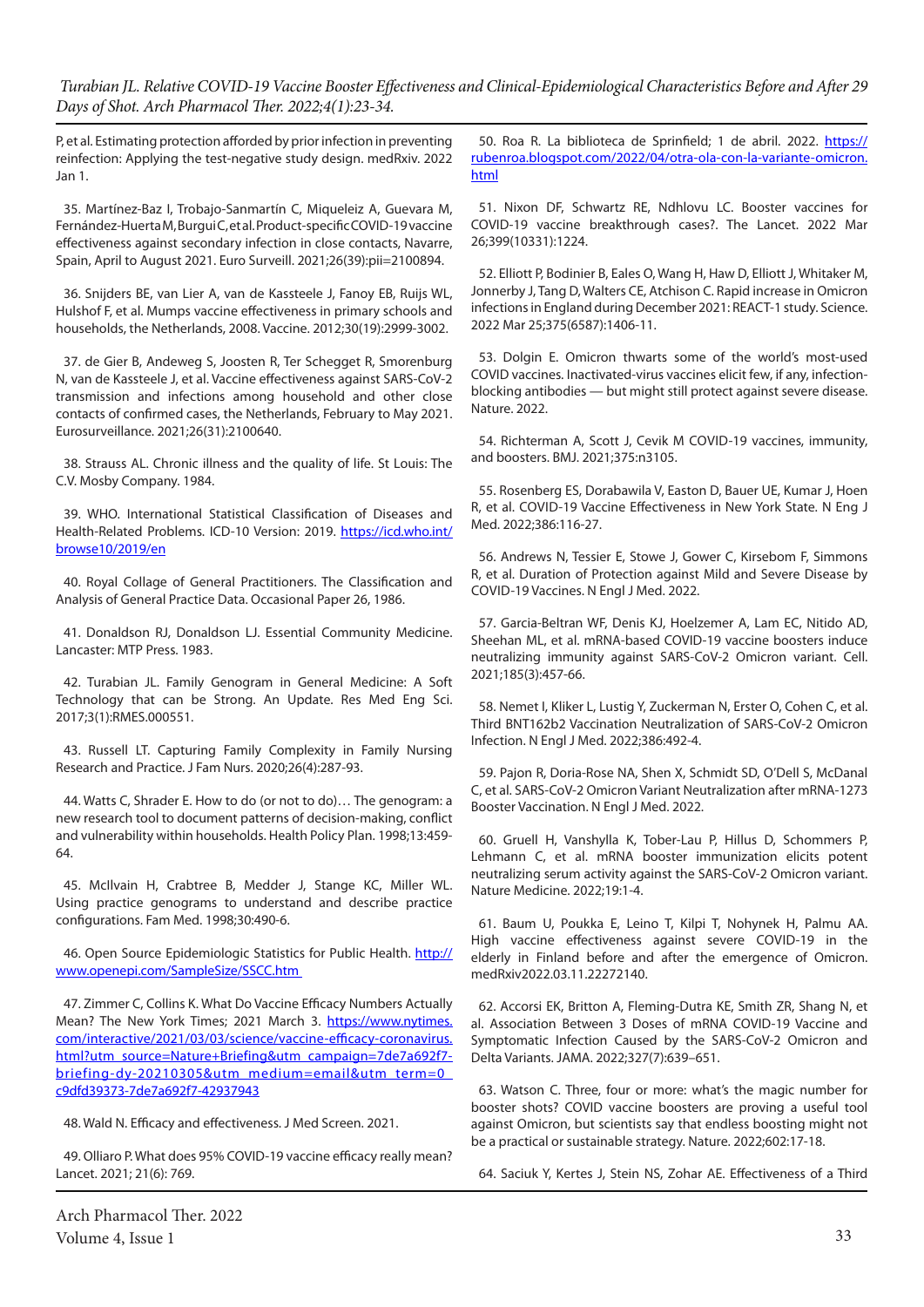P, et al. Estimating protection afforded by prior infection in preventing reinfection: Applying the test-negative study design. medRxiv. 2022 Jan 1.

35. Martínez-Baz I, Trobajo-Sanmartín C, Miqueleiz A, Guevara M, Fernández-Huerta M, Burgui C, et al. Product-specific COVID-19 vaccine effectiveness against secondary infection in close contacts, Navarre, Spain, April to August 2021. Euro Surveill. 2021;26(39):pii=2100894.

36. Snijders BE, van Lier A, van de Kassteele J, Fanoy EB, Ruijs WL, Hulshof F, et al. Mumps vaccine effectiveness in primary schools and households, the Netherlands, 2008. Vaccine. 2012;30(19):2999-3002.

37. de Gier B, Andeweg S, Joosten R, Ter Schegget R, Smorenburg N, van de Kassteele J, et al. Vaccine effectiveness against SARS-CoV-2 transmission and infections among household and other close contacts of confirmed cases, the Netherlands, February to May 2021. Eurosurveillance. 2021;26(31):2100640.

38. Strauss AL. Chronic illness and the quality of life. St Louis: The C.V. Mosby Company. 1984.

39. WHO. International Statistical Classification of Diseases and Health-Related Problems. ICD-10 Version: 2019. https://icd.who.int/browse10/2019/en

40. Royal Collage of General Practitioners. The Classification and Analysis of General Practice Data. Occasional Paper 26, 1986.

41. Donaldson RJ, Donaldson LJ. Essential Community Medicine. Lancaster: MTP Press. 1983.

42. Turabian JL. Family Genogram in General Medicine: A Soft Technology that can be Strong. An Update. Res Med Eng Sci. 2017;3(1):RMES.000551.

43. Russell LT. Capturing Family Complexity in Family Nursing Research and Practice. J Fam Nurs. 2020;26(4):287-93.

44. Watts C, Shrader E. How to do (or not to do)… The genogram: a new research tool to document patterns of decision-making, conflict and vulnerability within households. Health Policy Plan. 1998;13:459-64.

45. McIlvain H, Crabtree B, Medder J, Stange KC, Miller WL. Using practice genograms to understand and describe practice configurations. Fam Med. 1998;30:490-6.

46. Open Source Epidemiologic Statistics for Public Health. http://www.openepi.com/SampleSize/SSCC.htm

47. Zimmer C, Collins K. What Do Vaccine Efficacy Numbers Actually Mean? The New York Times; 2021 March 3. https://www.nytimes.com/interactive/2021/03/03/science/vaccine-efficacy-coronavirus.html?utm_source=Nature+Briefing&utm_campaign=7de7a692f7-briefing-dy-20210305&utm_medium=email&utm_term=0_c9dfd39373-7de7a692f7-42937943

48. Wald N. Efficacy and effectiveness. J Med Screen. 2021.

49. Olliaro P. What does 95% COVID-19 vaccine efficacy really mean? Lancet. 2021; 21(6): 769.

50. Roa R. La biblioteca de Sprinfield; 1 de abril. 2022. https://rubenroa.blogspot.com/2022/04/otra-ola-con-la-variante-omicron.html

51. Nixon DF, Schwartz RE, Ndhlovu LC. Booster vaccines for COVID-19 vaccine breakthrough cases?. The Lancet. 2022 Mar 26;399(10331):1224.

52. Elliott P, Bodinier B, Eales O, Wang H, Haw D, Elliott J, Whitaker M, Jonnerby J, Tang D, Walters CE, Atchison C. Rapid increase in Omicron infections in England during December 2021: REACT-1 study. Science. 2022 Mar 25;375(6587):1406-11.

53. Dolgin E. Omicron thwarts some of the world's most-used COVID vaccines. Inactivated-virus vaccines elicit few, if any, infection-blocking antibodies — but might still protect against severe disease. Nature. 2022.

54. Richterman A, Scott J, Cevik M COVID-19 vaccines, immunity, and boosters. BMJ. 2021;375:n3105.

55. Rosenberg ES, Dorabawila V, Easton D, Bauer UE, Kumar J, Hoen R, et al. COVID-19 Vaccine Effectiveness in New York State. N Eng J Med. 2022;386:116-27.

56. Andrews N, Tessier E, Stowe J, Gower C, Kirsebom F, Simmons R, et al. Duration of Protection against Mild and Severe Disease by COVID-19 Vaccines. N Engl J Med. 2022.

57. Garcia-Beltran WF, Denis KJ, Hoelzemer A, Lam EC, Nitido AD, Sheehan ML, et al. mRNA-based COVID-19 vaccine boosters induce neutralizing immunity against SARS-CoV-2 Omicron variant. Cell. 2021;185(3):457-66.

58. Nemet I, Kliker L, Lustig Y, Zuckerman N, Erster O, Cohen C, et al. Third BNT162b2 Vaccination Neutralization of SARS-CoV-2 Omicron Infection. N Engl J Med. 2022;386:492-4.

59. Pajon R, Doria-Rose NA, Shen X, Schmidt SD, O'Dell S, McDanal C, et al. SARS-CoV-2 Omicron Variant Neutralization after mRNA-1273 Booster Vaccination. N Engl J Med. 2022.

60. Gruell H, Vanshylla K, Tober-Lau P, Hillus D, Schommers P, Lehmann C, et al. mRNA booster immunization elicits potent neutralizing serum activity against the SARS-CoV-2 Omicron variant. Nature Medicine. 2022;19:1-4.

61. Baum U, Poukka E, Leino T, Kilpi T, Nohynek H, Palmu AA. High vaccine effectiveness against severe COVID-19 in the elderly in Finland before and after the emergence of Omicron. medRxiv2022.03.11.22272140.

62. Accorsi EK, Britton A, Fleming-Dutra KE, Smith ZR, Shang N, et al. Association Between 3 Doses of mRNA COVID-19 Vaccine and Symptomatic Infection Caused by the SARS-CoV-2 Omicron and Delta Variants. JAMA. 2022;327(7):639–651.

63. Watson C. Three, four or more: what's the magic number for booster shots? COVID vaccine boosters are proving a useful tool against Omicron, but scientists say that endless boosting might not be a practical or sustainable strategy. Nature. 2022;602:17-18.

64. Saciuk Y, Kertes J, Stein NS, Zohar AE. Effectiveness of a Third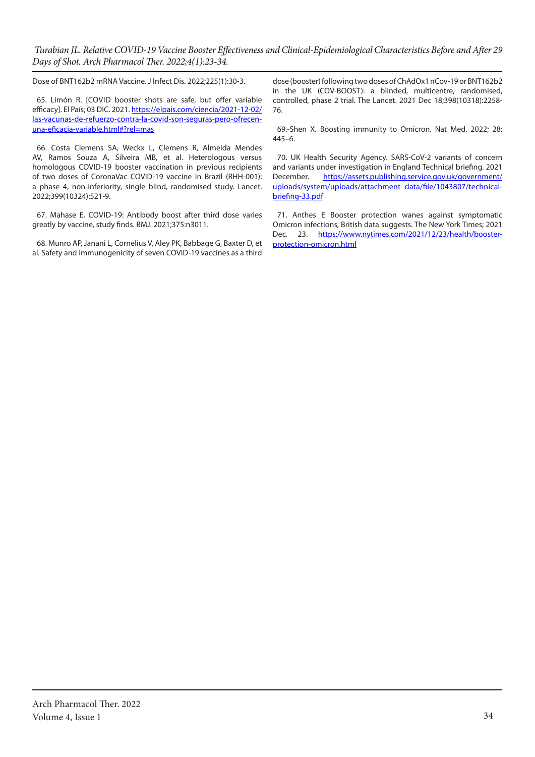Dose of BNT162b2 mRNA Vaccine. J Infect Dis. 2022;225(1):30-3.

65. Limón R. [COVID booster shots are safe, but offer variable efficacy]. El País; 03 DIC. 2021. https://elpais.com/ciencia/2021-12-02/las-vacunas-de-refuerzo-contra-la-covid-son-seguras-pero-ofrecen-una-eficacia-variable.html#?rel=mas

66. Costa Clemens SA, Weckx L, Clemens R, Almeida Mendes AV, Ramos Souza A, Silveira MB, et al. Heterologous versus homologous COVID-19 booster vaccination in previous recipients of two doses of CoronaVac COVID-19 vaccine in Brazil (RHH-001): a phase 4, non-inferiority, single blind, randomised study. Lancet. 2022;399(10324):521-9.

67. Mahase E. COVID-19: Antibody boost after third dose varies greatly by vaccine, study finds. BMJ. 2021;375:n3011.

68. Munro AP, Janani L, Cornelius V, Aley PK, Babbage G, Baxter D, et al. Safety and immunogenicity of seven COVID-19 vaccines as a third dose (booster) following two doses of ChAdOx1 nCov-19 or BNT162b2 in the UK (COV-BOOST): a blinded, multicentre, randomised, controlled, phase 2 trial. The Lancet. 2021 Dec 18;398(10318):2258-76.

69.-Shen X. Boosting immunity to Omicron. Nat Med. 2022; 28: 445–6.

70. UK Health Security Agency. SARS-CoV-2 variants of concern and variants under investigation in England Technical briefing. 2021 December. https://assets.publishing.service.gov.uk/government/uploads/system/uploads/attachment_data/file/1043807/technical-briefing-33.pdf

71. Anthes E Booster protection wanes against symptomatic Omicron infections, British data suggests. The New York Times; 2021 Dec. 23. https://www.nytimes.com/2021/12/23/health/booster-protection-omicron.html